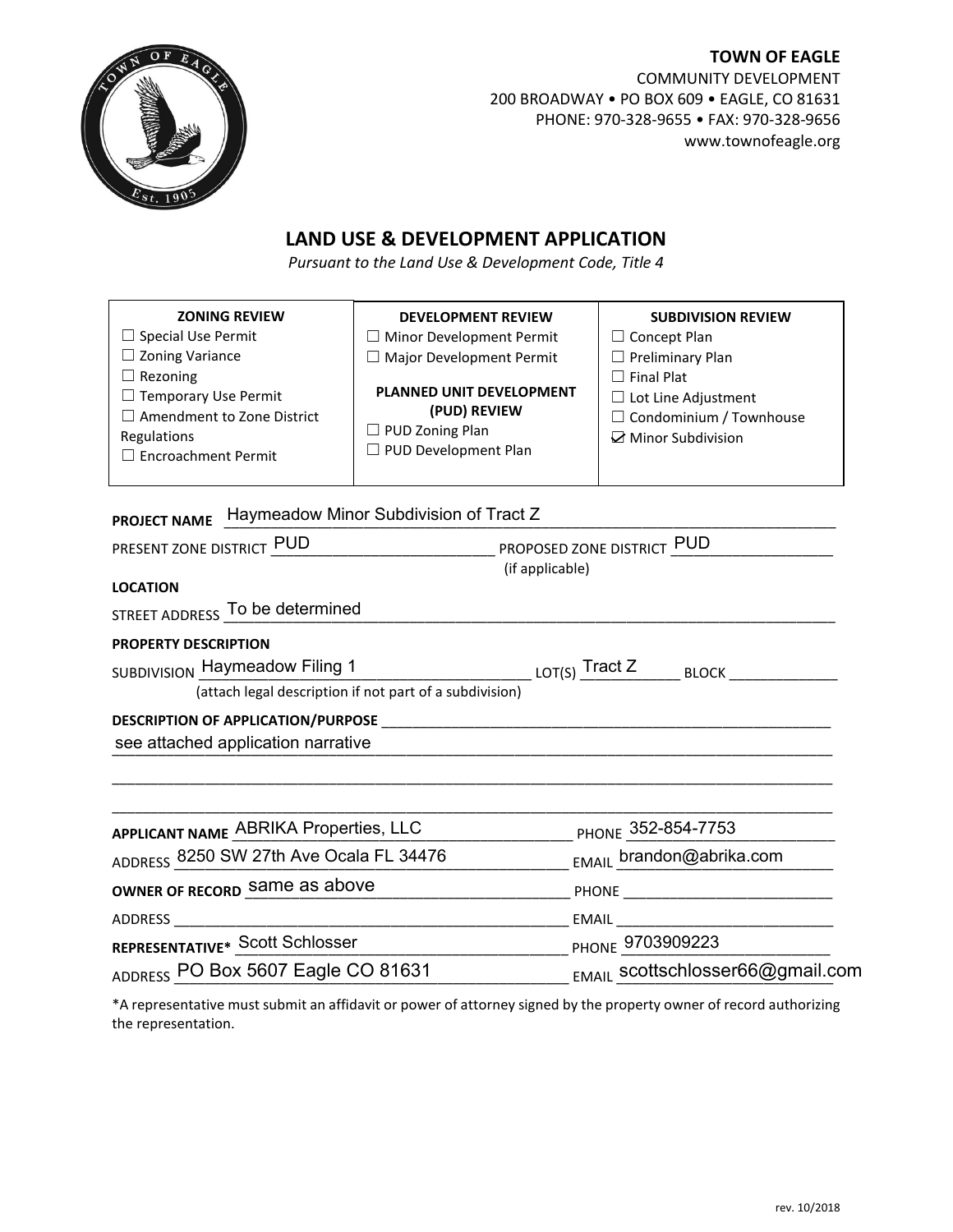**TOWN OF EAGLE**
COMMUNITY DEVELOPMENT
200 BROADWAY • PO BOX 609 • EAGLE, CO 81631
PHONE: 970-328-9655 • FAX: 970-328-9656
www.townofeagle.org

# LAND USE & DEVELOPMENT APPLICATION

*Pursuant to the Land Use & Development Code, Title 4*

| ZONING REVIEW | DEVELOPMENT REVIEW | SUBDIVISION REVIEW |
|---|---|---|
| ☐ Special Use Permit<br>☐ Zoning Variance<br>☐ Rezoning<br>☐ Temporary Use Permit<br>☐ Amendment to Zone District Regulations<br>☐ Encroachment Permit | ☐ Minor Development Permit<br>☐ Major Development Permit<br><br>**PLANNED UNIT DEVELOPMENT (PUD) REVIEW**<br>☐ PUD Zoning Plan<br>☐ PUD Development Plan | ☐ Concept Plan<br>☐ Preliminary Plan<br>☐ Final Plat<br>☐ Lot Line Adjustment<br>☐ Condominium / Townhouse<br>☑ Minor Subdivision |

**PROJECT NAME** Haymeadow Minor Subdivision of Tract Z

PRESENT ZONE DISTRICT PUD PROPOSED ZONE DISTRICT PUD (if applicable)

**LOCATION**

STREET ADDRESS To be determined

**PROPERTY DESCRIPTION**

SUBDIVISION Haymeadow Filing 1 LOT(S) Tract Z BLOCK ______
(attach legal description if not part of a subdivision)

**DESCRIPTION OF APPLICATION/PURPOSE**
see attached application narrative

**APPLICANT NAME** ABRIKA Properties, LLC PHONE 352-854-7753

ADDRESS 8250 SW 27th Ave Ocala FL 34476 EMAIL brandon@abrika.com

**OWNER OF RECORD** same as above PHONE ______

ADDRESS ______ EMAIL ______

**REPRESENTATIVE*** Scott Schlosser PHONE 9703909223

ADDRESS PO Box 5607 Eagle CO 81631 EMAIL scottschlosser66@gmail.com

*A representative must submit an affidavit or power of attorney signed by the property owner of record authorizing the representation.

rev. 10/2018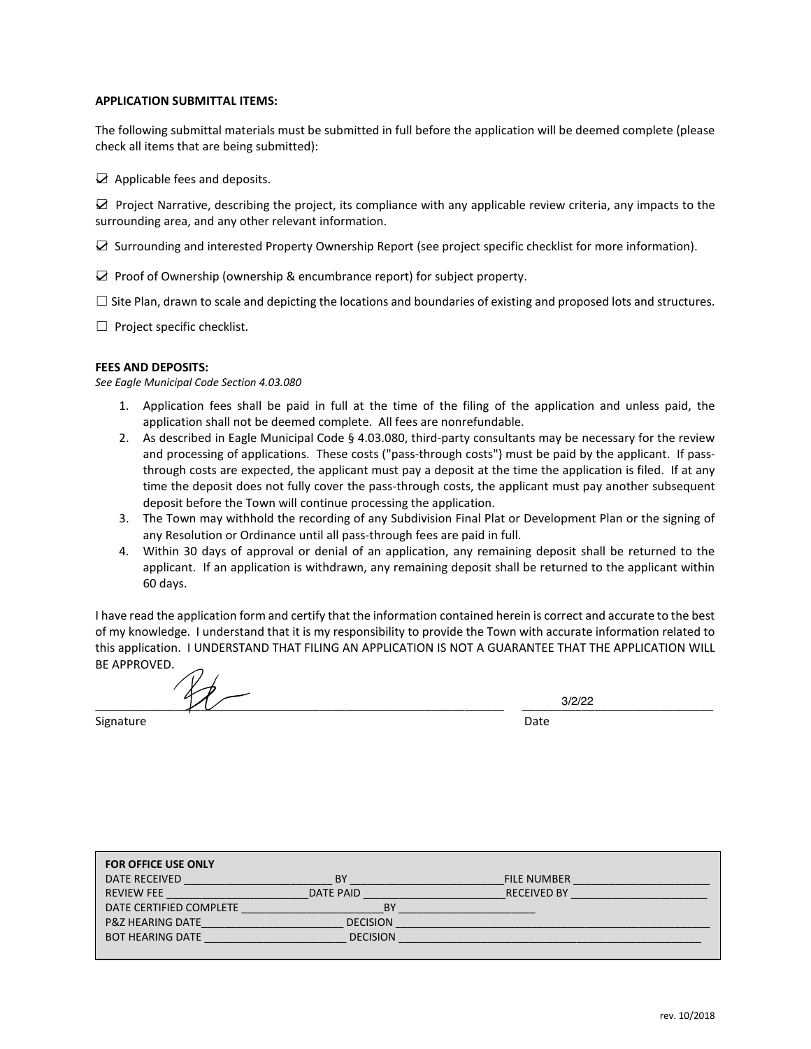**APPLICATION SUBMITTAL ITEMS:**

The following submittal materials must be submitted in full before the application will be deemed complete (please check all items that are being submitted):

☑ Applicable fees and deposits.

☑ Project Narrative, describing the project, its compliance with any applicable review criteria, any impacts to the surrounding area, and any other relevant information.

☑ Surrounding and interested Property Ownership Report (see project specific checklist for more information).

☑ Proof of Ownership (ownership & encumbrance report) for subject property.

☐ Site Plan, drawn to scale and depicting the locations and boundaries of existing and proposed lots and structures.

☐ Project specific checklist.

**FEES AND DEPOSITS:**

*See Eagle Municipal Code Section 4.03.080*

1. Application fees shall be paid in full at the time of the filing of the application and unless paid, the application shall not be deemed complete. All fees are nonrefundable.
2. As described in Eagle Municipal Code § 4.03.080, third-party consultants may be necessary for the review and processing of applications. These costs ("pass-through costs") must be paid by the applicant. If pass-through costs are expected, the applicant must pay a deposit at the time the application is filed. If at any time the deposit does not fully cover the pass-through costs, the applicant must pay another subsequent deposit before the Town will continue processing the application.
3. The Town may withhold the recording of any Subdivision Final Plat or Development Plan or the signing of any Resolution or Ordinance until all pass-through fees are paid in full.
4. Within 30 days of approval or denial of an application, any remaining deposit shall be returned to the applicant. If an application is withdrawn, any remaining deposit shall be returned to the applicant within 60 days.

I have read the application form and certify that the information contained herein is correct and accurate to the best of my knowledge. I understand that it is my responsibility to provide the Town with accurate information related to this application. I UNDERSTAND THAT FILING AN APPLICATION IS NOT A GUARANTEE THAT THE APPLICATION WILL BE APPROVED.

Signature: [signature] Date: 3/2/22

**FOR OFFICE USE ONLY**

DATE RECEIVED ________ BY ________ FILE NUMBER ________

REVIEW FEE ________ DATE PAID ________ RECEIVED BY ________

DATE CERTIFIED COMPLETE ________ BY ________

P&Z HEARING DATE ________ DECISION ________

BOT HEARING DATE ________ DECISION ________

rev. 10/2018